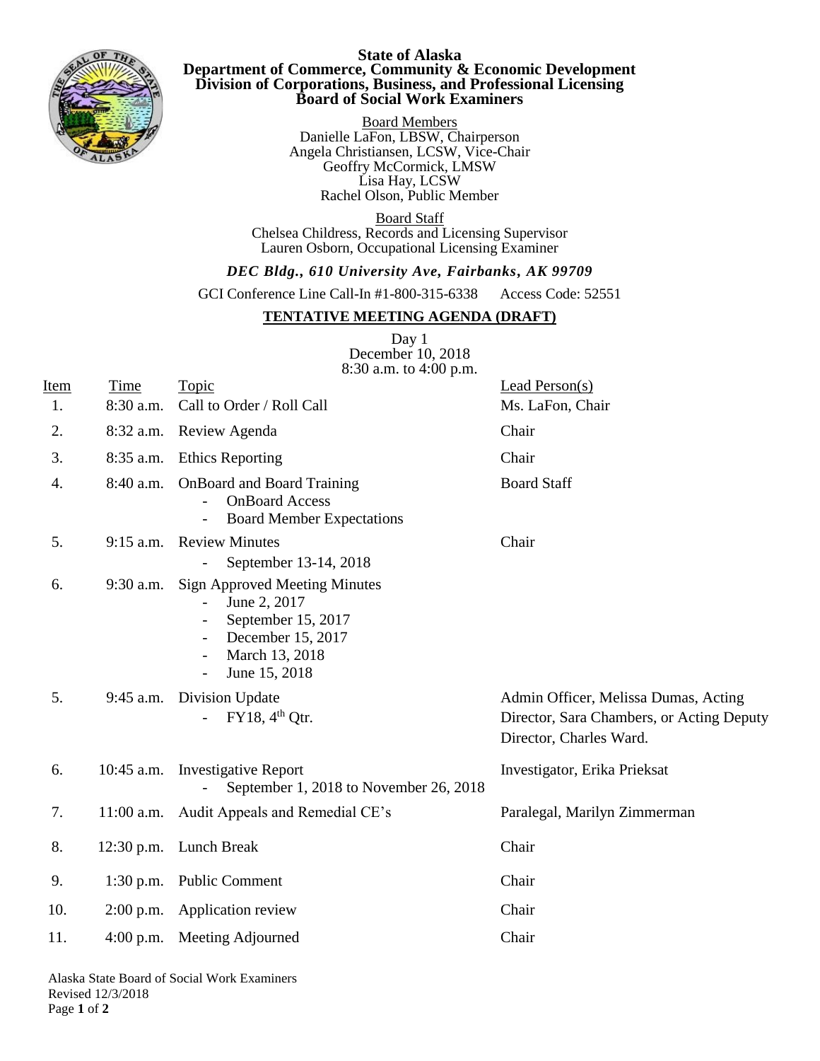# State of Alaska
## Department of Commerce, Community & Economic Development
## Division of Corporations, Business, and Professional Licensing
## Board of Social Work Examiners

Board Members
Danielle LaFon, LBSW, Chairperson
Angela Christiansen, LCSW, Vice-Chair
Geoffry McCormick, LMSW
Lisa Hay, LCSW
Rachel Olson, Public Member

Board Staff
Chelsea Childress, Records and Licensing Supervisor
Lauren Osborn, Occupational Licensing Examiner

***DEC Bldg., 610 University Ave, Fairbanks, AK 99709***

GCI Conference Line Call-In #1-800-315-6338 Access Code: 52551

**TENTATIVE MEETING AGENDA (DRAFT)**

Day 1
December 10, 2018
8:30 a.m. to 4:00 p.m.

| Item | Time | Topic | Lead Person(s) |
|---|---|---|---|
| 1. | 8:30 a.m. | Call to Order / Roll Call | Ms. LaFon, Chair |
| 2. | 8:32 a.m. | Review Agenda | Chair |
| 3. | 8:35 a.m. | Ethics Reporting | Chair |
| 4. | 8:40 a.m. | OnBoard and Board Training<br>- OnBoard Access<br>- Board Member Expectations | Board Staff |
| 5. | 9:15 a.m. | Review Minutes<br>- September 13-14, 2018 | Chair |
| 6. | 9:30 a.m. | Sign Approved Meeting Minutes<br>- June 2, 2017<br>- September 15, 2017<br>- December 15, 2017<br>- March 13, 2018<br>- June 15, 2018 | |
| 5. | 9:45 a.m. | Division Update<br>- FY18, 4th Qtr. | Admin Officer, Melissa Dumas, Acting Director, Sara Chambers, or Acting Deputy Director, Charles Ward. |
| 6. | 10:45 a.m. | Investigative Report<br>- September 1, 2018 to November 26, 2018 | Investigator, Erika Prieksat |
| 7. | 11:00 a.m. | Audit Appeals and Remedial CE's | Paralegal, Marilyn Zimmerman |
| 8. | 12:30 p.m. | Lunch Break | Chair |
| 9. | 1:30 p.m. | Public Comment | Chair |
| 10. | 2:00 p.m. | Application review | Chair |
| 11. | 4:00 p.m. | Meeting Adjourned | Chair |

Alaska State Board of Social Work Examiners
Revised 12/3/2018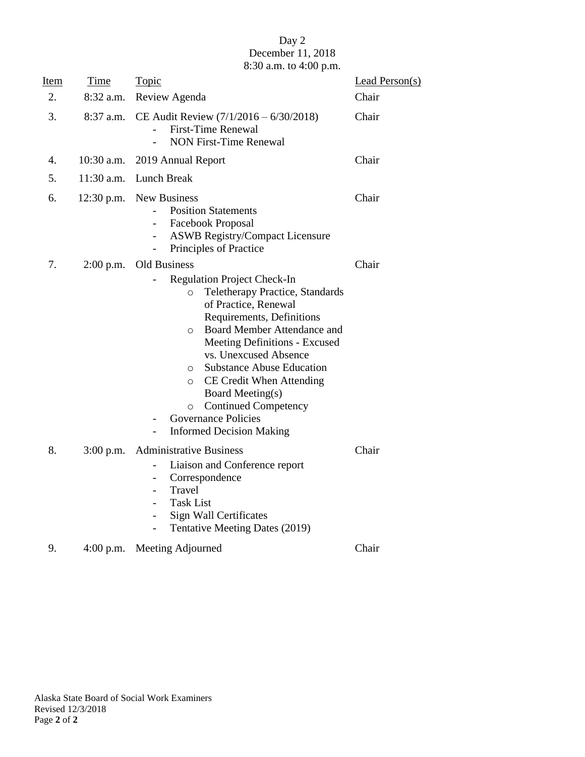Day 2
December 11, 2018
8:30 a.m. to 4:00 p.m.

| Item | Time | Topic | Lead Person(s) |
|---|---|---|---|
| 2. | 8:32 a.m. | Review Agenda | Chair |
| 3. | 8:37 a.m. | CE Audit Review (7/1/2016 – 6/30/2018)<br>- First-Time Renewal<br>- NON First-Time Renewal | Chair |
| 4. | 10:30 a.m. | 2019 Annual Report | Chair |
| 5. | 11:30 a.m. | Lunch Break | |
| 6. | 12:30 p.m. | New Business<br>- Position Statements<br>- Facebook Proposal<br>- ASWB Registry/Compact Licensure<br>- Principles of Practice | Chair |
| 7. | 2:00 p.m. | Old Business<br>- Regulation Project Check-In<br>o Teletherapy Practice, Standards of Practice, Renewal Requirements, Definitions<br>o Board Member Attendance and Meeting Definitions - Excused vs. Unexcused Absence<br>o Substance Abuse Education<br>o CE Credit When Attending Board Meeting(s)<br>o Continued Competency<br>- Governance Policies<br>- Informed Decision Making | Chair |
| 8. | 3:00 p.m. | Administrative Business<br>- Liaison and Conference report<br>- Correspondence<br>- Travel<br>- Task List<br>- Sign Wall Certificates<br>- Tentative Meeting Dates (2019) | Chair |
| 9. | 4:00 p.m. | Meeting Adjourned | Chair |

Alaska State Board of Social Work Examiners
Revised 12/3/2018